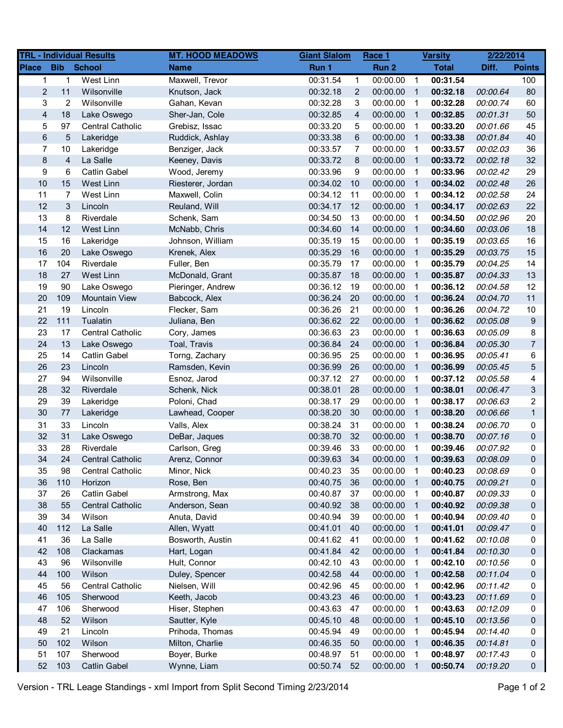| TRL - Individual Results | | | MT. HOOD MEADOWS | Giant Slalom | | Race 1 | | Varsity | 2/22/2014 | |
|---|---|---|---|---|---|---|---|---|---|---|
| **Place** | **Bib** | **School** | **Name** | **Run 1** | | **Run 2** | | **Total** | **Diff.** | **Points** |
| 1 | 1 | West Linn | Maxwell, Trevor | 00:31.54 | 1 | 00:00.00 | 1 | **00:31.54** | | 100 |
| 2 | 11 | Wilsonville | Knutson, Jack | 00:32.18 | 2 | 00:00.00 | 1 | **00:32.18** | *00:00.64* | 80 |
| 3 | 2 | Wilsonville | Gahan, Kevan | 00:32.28 | 3 | 00:00.00 | 1 | **00:32.28** | *00:00.74* | 60 |
| 4 | 18 | Lake Oswego | Sher-Jan, Cole | 00:32.85 | 4 | 00:00.00 | 1 | **00:32.85** | *00:01.31* | 50 |
| 5 | 97 | Central Catholic | Grebisz, Issac | 00:33.20 | 5 | 00:00.00 | 1 | **00:33.20** | *00:01.66* | 45 |
| 6 | 5 | Lakeridge | Ruddick, Ashlay | 00:33.38 | 6 | 00:00.00 | 1 | **00:33.38** | *00:01.84* | 40 |
| 7 | 10 | Lakeridge | Benziger, Jack | 00:33.57 | 7 | 00:00.00 | 1 | **00:33.57** | *00:02.03* | 36 |
| 8 | 4 | La Salle | Keeney, Davis | 00:33.72 | 8 | 00:00.00 | 1 | **00:33.72** | *00:02.18* | 32 |
| 9 | 6 | Catlin Gabel | Wood, Jeremy | 00:33.96 | 9 | 00:00.00 | 1 | **00:33.96** | *00:02.42* | 29 |
| 10 | 15 | West Linn | Riesterer, Jordan | 00:34.02 | 10 | 00:00.00 | 1 | **00:34.02** | *00:02.48* | 26 |
| 11 | 7 | West Linn | Maxwell, Colin | 00:34.12 | 11 | 00:00.00 | 1 | **00:34.12** | *00:02.58* | 24 |
| 12 | 3 | Lincoln | Reuland, Will | 00:34.17 | 12 | 00:00.00 | 1 | **00:34.17** | *00:02.63* | 22 |
| 13 | 8 | Riverdale | Schenk, Sam | 00:34.50 | 13 | 00:00.00 | 1 | **00:34.50** | *00:02.96* | 20 |
| 14 | 12 | West Linn | McNabb, Chris | 00:34.60 | 14 | 00:00.00 | 1 | **00:34.60** | *00:03.06* | 18 |
| 15 | 16 | Lakeridge | Johnson, William | 00:35.19 | 15 | 00:00.00 | 1 | **00:35.19** | *00:03.65* | 16 |
| 16 | 20 | Lake Oswego | Krenek, Alex | 00:35.29 | 16 | 00:00.00 | 1 | **00:35.29** | *00:03.75* | 15 |
| 17 | 104 | Riverdale | Fuller, Ben | 00:35.79 | 17 | 00:00.00 | 1 | **00:35.79** | *00:04.25* | 14 |
| 18 | 27 | West Linn | McDonald, Grant | 00:35.87 | 18 | 00:00.00 | 1 | **00:35.87** | *00:04.33* | 13 |
| 19 | 90 | Lake Oswego | Pieringer, Andrew | 00:36.12 | 19 | 00:00.00 | 1 | **00:36.12** | *00:04.58* | 12 |
| 20 | 109 | Mountain View | Babcock, Alex | 00:36.24 | 20 | 00:00.00 | 1 | **00:36.24** | *00:04.70* | 11 |
| 21 | 19 | Lincoln | Flecker, Sam | 00:36.26 | 21 | 00:00.00 | 1 | **00:36.26** | *00:04.72* | 10 |
| 22 | 111 | Tualatin | Juliana, Ben | 00:36.62 | 22 | 00:00.00 | 1 | **00:36.62** | *00:05.08* | 9 |
| 23 | 17 | Central Catholic | Cory, James | 00:36.63 | 23 | 00:00.00 | 1 | **00:36.63** | *00:05.09* | 8 |
| 24 | 13 | Lake Oswego | Toal, Travis | 00:36.84 | 24 | 00:00.00 | 1 | **00:36.84** | *00:05.30* | 7 |
| 25 | 14 | Catlin Gabel | Torng, Zachary | 00:36.95 | 25 | 00:00.00 | 1 | **00:36.95** | *00:05.41* | 6 |
| 26 | 23 | Lincoln | Ramsden, Kevin | 00:36.99 | 26 | 00:00.00 | 1 | **00:36.99** | *00:05.45* | 5 |
| 27 | 94 | Wilsonville | Esnoz, Jarod | 00:37.12 | 27 | 00:00.00 | 1 | **00:37.12** | *00:05.58* | 4 |
| 28 | 32 | Riverdale | Schenk, Nick | 00:38.01 | 28 | 00:00.00 | 1 | **00:38.01** | *00:06.47* | 3 |
| 29 | 39 | Lakeridge | Poloni, Chad | 00:38.17 | 29 | 00:00.00 | 1 | **00:38.17** | *00:06.63* | 2 |
| 30 | 77 | Lakeridge | Lawhead, Cooper | 00:38.20 | 30 | 00:00.00 | 1 | **00:38.20** | *00:06.66* | 1 |
| 31 | 33 | Lincoln | Valls, Alex | 00:38.24 | 31 | 00:00.00 | 1 | **00:38.24** | *00:06.70* | 0 |
| 32 | 31 | Lake Oswego | DeBar, Jaques | 00:38.70 | 32 | 00:00.00 | 1 | **00:38.70** | *00:07.16* | 0 |
| 33 | 28 | Riverdale | Carlson, Greg | 00:39.46 | 33 | 00:00.00 | 1 | **00:39.46** | *00:07.92* | 0 |
| 34 | 24 | Central Catholic | Arenz, Connor | 00:39.63 | 34 | 00:00.00 | 1 | **00:39.63** | *00:08.09* | 0 |
| 35 | 98 | Central Catholic | Minor, Nick | 00:40.23 | 35 | 00:00.00 | 1 | **00:40.23** | *00:08.69* | 0 |
| 36 | 110 | Horizon | Rose, Ben | 00:40.75 | 36 | 00:00.00 | 1 | **00:40.75** | *00:09.21* | 0 |
| 37 | 26 | Catlin Gabel | Armstrong, Max | 00:40.87 | 37 | 00:00.00 | 1 | **00:40.87** | *00:09.33* | 0 |
| 38 | 55 | Central Catholic | Anderson, Sean | 00:40.92 | 38 | 00:00.00 | 1 | **00:40.92** | *00:09.38* | 0 |
| 39 | 34 | Wilson | Anuta, David | 00:40.94 | 39 | 00:00.00 | 1 | **00:40.94** | *00:09.40* | 0 |
| 40 | 112 | La Salle | Allen, Wyatt | 00:41.01 | 40 | 00:00.00 | 1 | **00:41.01** | *00:09.47* | 0 |
| 41 | 36 | La Salle | Bosworth, Austin | 00:41.62 | 41 | 00:00.00 | 1 | **00:41.62** | *00:10.08* | 0 |
| 42 | 108 | Clackamas | Hart, Logan | 00:41.84 | 42 | 00:00.00 | 1 | **00:41.84** | *00:10.30* | 0 |
| 43 | 96 | Wilsonville | Hult, Connor | 00:42.10 | 43 | 00:00.00 | 1 | **00:42.10** | *00:10.56* | 0 |
| 44 | 100 | Wilson | Duley, Spencer | 00:42.58 | 44 | 00:00.00 | 1 | **00:42.58** | *00:11.04* | 0 |
| 45 | 56 | Central Catholic | Nielsen, Will | 00:42.96 | 45 | 00:00.00 | 1 | **00:42.96** | *00:11.42* | 0 |
| 46 | 105 | Sherwood | Keeth, Jacob | 00:43.23 | 46 | 00:00.00 | 1 | **00:43.23** | *00:11.69* | 0 |
| 47 | 106 | Sherwood | Hiser, Stephen | 00:43.63 | 47 | 00:00.00 | 1 | **00:43.63** | *00:12.09* | 0 |
| 48 | 52 | Wilson | Sautter, Kyle | 00:45.10 | 48 | 00:00.00 | 1 | **00:45.10** | *00:13.56* | 0 |
| 49 | 21 | Lincoln | Prihoda, Thomas | 00:45.94 | 49 | 00:00.00 | 1 | **00:45.94** | *00:14.40* | 0 |
| 50 | 102 | Wilson | Milton, Charlie | 00:46.35 | 50 | 00:00.00 | 1 | **00:46.35** | *00:14.81* | 0 |
| 51 | 107 | Sherwood | Boyer, Burke | 00:48.97 | 51 | 00:00.00 | 1 | **00:48.97** | *00:17.43* | 0 |
| 52 | 103 | Catlin Gabel | Wynne, Liam | 00:50.74 | 52 | 00:00.00 | 1 | **00:50.74** | *00:19.20* | 0 |

Version - TRL Leage Standings - xml Import from Split Second Timing 2/23/2014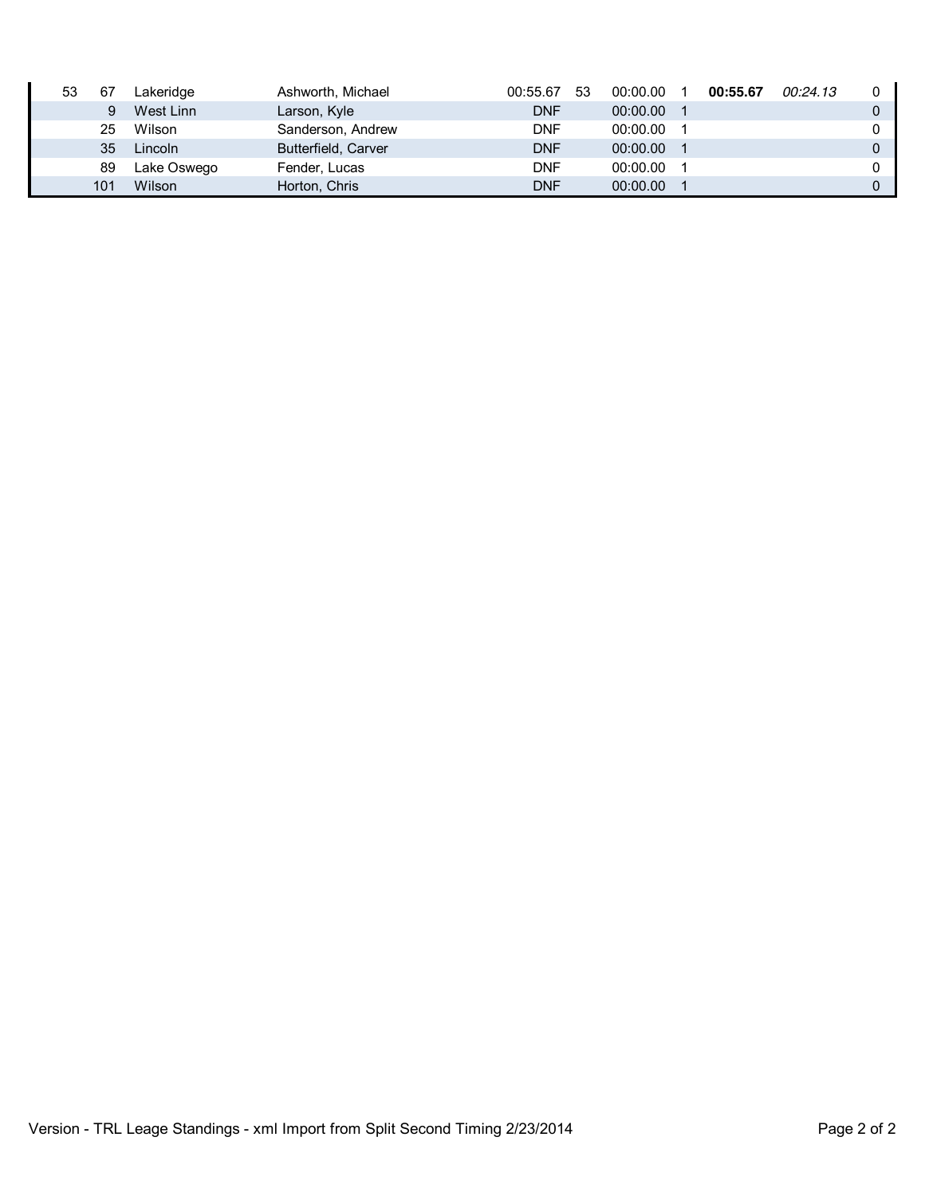| | | | | | | | | | | |
|---|---|---|---|---|---|---|---|---|---|---|
| 53 | 67 | Lakeridge | Ashworth, Michael | 00:55.67 | 53 | 00:00.00 | 1 | **00:55.67** | *00:24.13* | 0 |
| | 9 | West Linn | Larson, Kyle | DNF | | 00:00.00 | 1 | | | 0 |
| | 25 | Wilson | Sanderson, Andrew | DNF | | 00:00.00 | 1 | | | 0 |
| | 35 | Lincoln | Butterfield, Carver | DNF | | 00:00.00 | 1 | | | 0 |
| | 89 | Lake Oswego | Fender, Lucas | DNF | | 00:00.00 | 1 | | | 0 |
| | 101 | Wilson | Horton, Chris | DNF | | 00:00.00 | 1 | | | 0 |

Version - TRL Leage Standings - xml Import from Split Second Timing 2/23/2014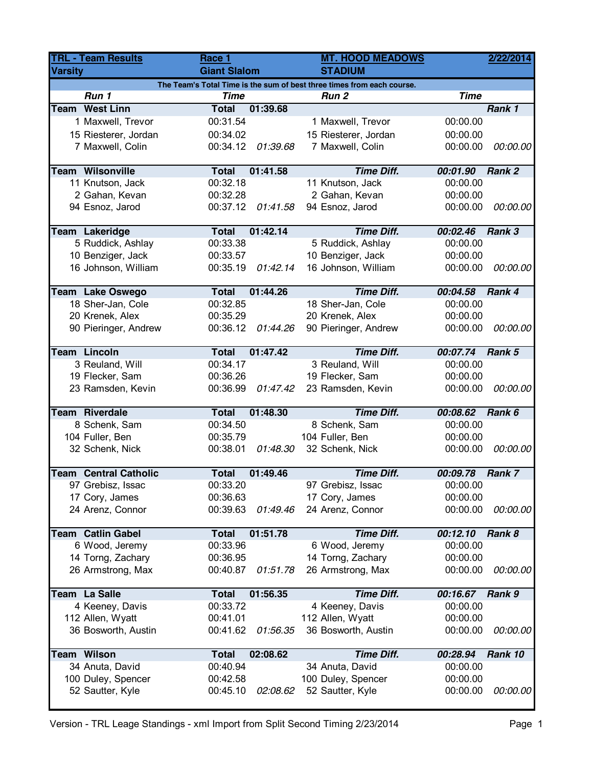| TRL - Team Results | | Race 1 | | MT. HOOD MEADOWS | | | 2/22/2014 |
|---|---|---|---|---|---|---|---|
| Varsity | | Giant Slalom | | STADIUM | | | |

The Team's Total Time is the sum of best three times from each course.

| | Run 1 | Time | | | Run 2 | Time | |
|---|---|---|---|---|---|---|---|
| **Team** | **West Linn** | **Total** | **01:39.68** | | | | ***Rank 1*** |
| 1 | Maxwell, Trevor | 00:31.54 | | 1 | Maxwell, Trevor | 00:00.00 | |
| 15 | Riesterer, Jordan | 00:34.02 | | 15 | Riesterer, Jordan | 00:00.00 | |
| 7 | Maxwell, Colin | 00:34.12 | *01:39.68* | 7 | Maxwell, Colin | 00:00.00 | *00:00.00* |
| **Team** | **Wilsonville** | **Total** | **01:41.58** | | ***Time Diff.*** | ***00:01.90*** | ***Rank 2*** |
| 11 | Knutson, Jack | 00:32.18 | | 11 | Knutson, Jack | 00:00.00 | |
| 2 | Gahan, Kevan | 00:32.28 | | 2 | Gahan, Kevan | 00:00.00 | |
| 94 | Esnoz, Jarod | 00:37.12 | *01:41.58* | 94 | Esnoz, Jarod | 00:00.00 | *00:00.00* |
| **Team** | **Lakeridge** | **Total** | **01:42.14** | | ***Time Diff.*** | ***00:02.46*** | ***Rank 3*** |
| 5 | Ruddick, Ashlay | 00:33.38 | | 5 | Ruddick, Ashlay | 00:00.00 | |
| 10 | Benziger, Jack | 00:33.57 | | 10 | Benziger, Jack | 00:00.00 | |
| 16 | Johnson, William | 00:35.19 | *01:42.14* | 16 | Johnson, William | 00:00.00 | *00:00.00* |
| **Team** | **Lake Oswego** | **Total** | **01:44.26** | | ***Time Diff.*** | ***00:04.58*** | ***Rank 4*** |
| 18 | Sher-Jan, Cole | 00:32.85 | | 18 | Sher-Jan, Cole | 00:00.00 | |
| 20 | Krenek, Alex | 00:35.29 | | 20 | Krenek, Alex | 00:00.00 | |
| 90 | Pieringer, Andrew | 00:36.12 | *01:44.26* | 90 | Pieringer, Andrew | 00:00.00 | *00:00.00* |
| **Team** | **Lincoln** | **Total** | **01:47.42** | | ***Time Diff.*** | ***00:07.74*** | ***Rank 5*** |
| 3 | Reuland, Will | 00:34.17 | | 3 | Reuland, Will | 00:00.00 | |
| 19 | Flecker, Sam | 00:36.26 | | 19 | Flecker, Sam | 00:00.00 | |
| 23 | Ramsden, Kevin | 00:36.99 | *01:47.42* | 23 | Ramsden, Kevin | 00:00.00 | *00:00.00* |
| **Team** | **Riverdale** | **Total** | **01:48.30** | | ***Time Diff.*** | ***00:08.62*** | ***Rank 6*** |
| 8 | Schenk, Sam | 00:34.50 | | 8 | Schenk, Sam | 00:00.00 | |
| 104 | Fuller, Ben | 00:35.79 | | 104 | Fuller, Ben | 00:00.00 | |
| 32 | Schenk, Nick | 00:38.01 | *01:48.30* | 32 | Schenk, Nick | 00:00.00 | *00:00.00* |
| **Team** | **Central Catholic** | **Total** | **01:49.46** | | ***Time Diff.*** | ***00:09.78*** | ***Rank 7*** |
| 97 | Grebisz, Issac | 00:33.20 | | 97 | Grebisz, Issac | 00:00.00 | |
| 17 | Cory, James | 00:36.63 | | 17 | Cory, James | 00:00.00 | |
| 24 | Arenz, Connor | 00:39.63 | *01:49.46* | 24 | Arenz, Connor | 00:00.00 | *00:00.00* |
| **Team** | **Catlin Gabel** | **Total** | **01:51.78** | | ***Time Diff.*** | ***00:12.10*** | ***Rank 8*** |
| 6 | Wood, Jeremy | 00:33.96 | | 6 | Wood, Jeremy | 00:00.00 | |
| 14 | Torng, Zachary | 00:36.95 | | 14 | Torng, Zachary | 00:00.00 | |
| 26 | Armstrong, Max | 00:40.87 | *01:51.78* | 26 | Armstrong, Max | 00:00.00 | *00:00.00* |
| **Team** | **La Salle** | **Total** | **01:56.35** | | ***Time Diff.*** | ***00:16.67*** | ***Rank 9*** |
| 4 | Keeney, Davis | 00:33.72 | | 4 | Keeney, Davis | 00:00.00 | |
| 112 | Allen, Wyatt | 00:41.01 | | 112 | Allen, Wyatt | 00:00.00 | |
| 36 | Bosworth, Austin | 00:41.62 | *01:56.35* | 36 | Bosworth, Austin | 00:00.00 | *00:00.00* |
| **Team** | **Wilson** | **Total** | **02:08.62** | | ***Time Diff.*** | ***00:28.94*** | ***Rank 10*** |
| 34 | Anuta, David | 00:40.94 | | 34 | Anuta, David | 00:00.00 | |
| 100 | Duley, Spencer | 00:42.58 | | 100 | Duley, Spencer | 00:00.00 | |
| 52 | Sautter, Kyle | 00:45.10 | *02:08.62* | 52 | Sautter, Kyle | 00:00.00 | *00:00.00* |

Version - TRL Leage Standings - xml Import from Split Second Timing 2/23/2014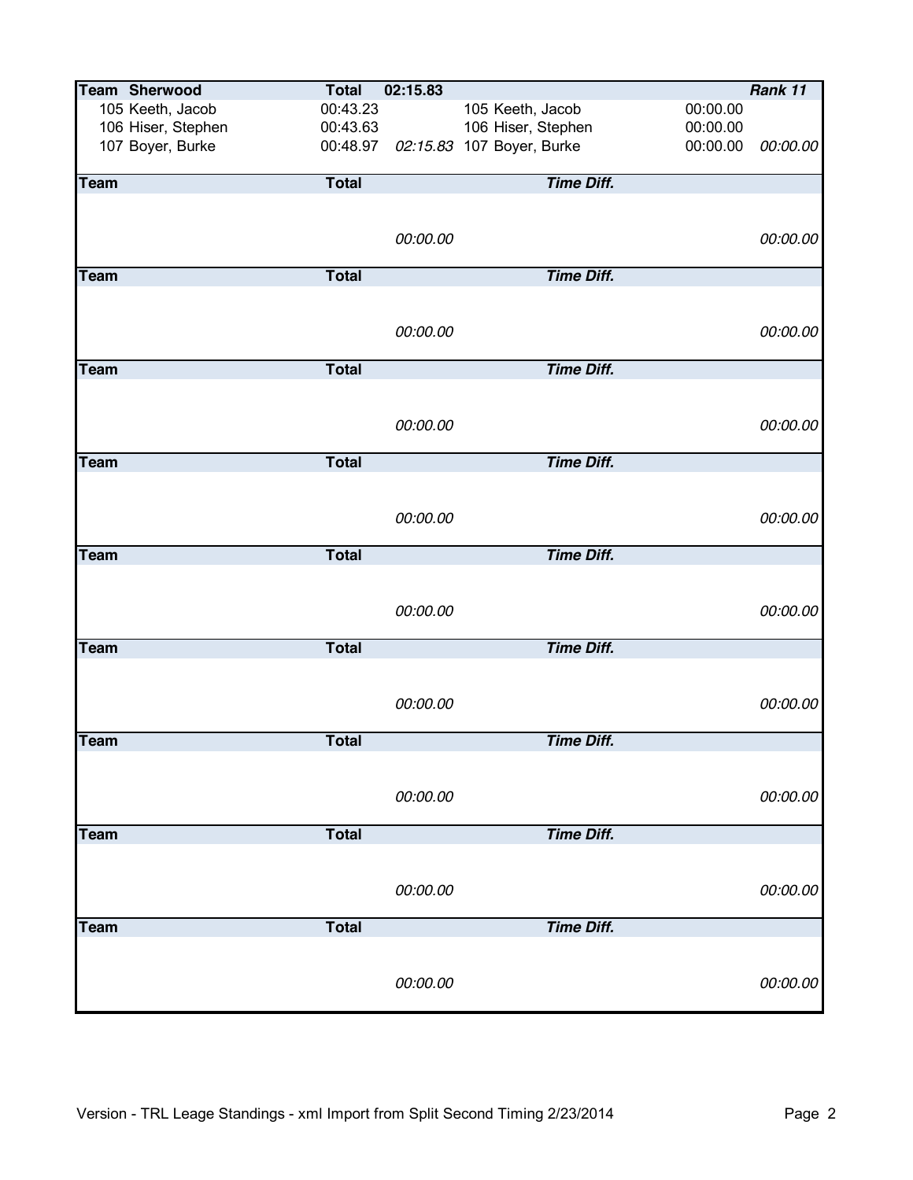| Team Sherwood | Total | 02:15.83 | | | Rank 11 |
|---|---|---|---|---|---|
| 105 Keeth, Jacob | 00:43.23 | | 105 Keeth, Jacob | 00:00.00 | |
| 106 Hiser, Stephen | 00:43.63 | | 106 Hiser, Stephen | 00:00.00 | |
| 107 Boyer, Burke | 00:48.97 | *02:15.83* | 107 Boyer, Burke | 00:00.00 | *00:00.00* |

| Team | Total | | *Time Diff.* | | |
|---|---|---|---|---|---|
| | | *00:00.00* | | | *00:00.00* |

| Team | Total | | *Time Diff.* | | |
|---|---|---|---|---|---|
| | | *00:00.00* | | | *00:00.00* |

| Team | Total | | *Time Diff.* | | |
|---|---|---|---|---|---|
| | | *00:00.00* | | | *00:00.00* |

| Team | Total | | *Time Diff.* | | |
|---|---|---|---|---|---|
| | | *00:00.00* | | | *00:00.00* |

| Team | Total | | *Time Diff.* | | |
|---|---|---|---|---|---|
| | | *00:00.00* | | | *00:00.00* |

| Team | Total | | *Time Diff.* | | |
|---|---|---|---|---|---|
| | | *00:00.00* | | | *00:00.00* |

| Team | Total | | *Time Diff.* | | |
|---|---|---|---|---|---|
| | | *00:00.00* | | | *00:00.00* |

| Team | Total | | *Time Diff.* | | |
|---|---|---|---|---|---|
| | | *00:00.00* | | | *00:00.00* |

| Team | Total | | *Time Diff.* | | |
|---|---|---|---|---|---|
| | | *00:00.00* | | | *00:00.00* |

Version - TRL Leage Standings - xml Import from Split Second Timing 2/23/2014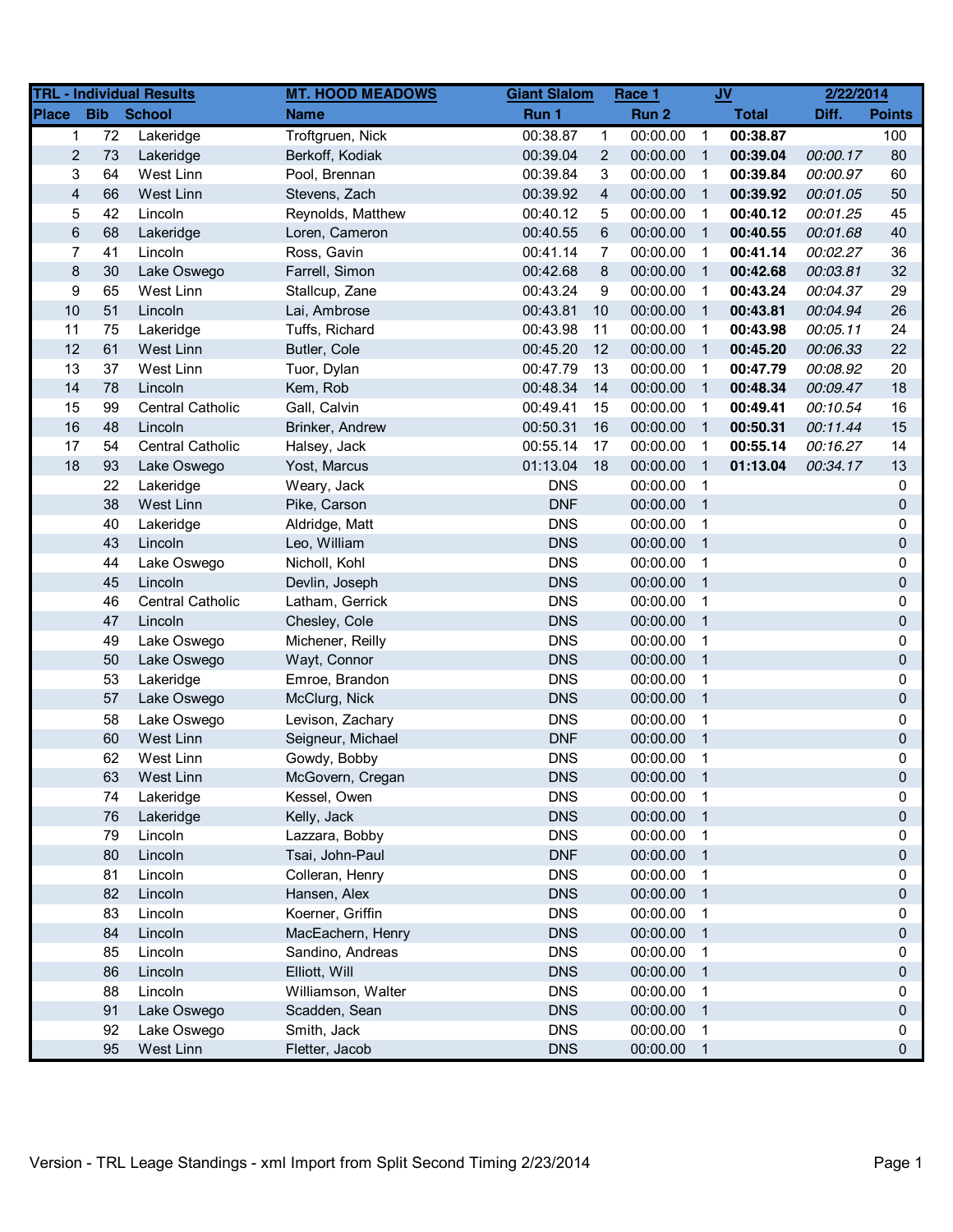| TRL - Individual Results | | | MT. HOOD MEADOWS | Giant Slalom | | Race 1 | | JV | 2/22/2014 | |
|---|---|---|---|---|---|---|---|---|---|---|
| Place | Bib | School | Name | Run 1 | | Run 2 | | Total | Diff. | Points |
| 1 | 72 | Lakeridge | Troftgruen, Nick | 00:38.87 | 1 | 00:00.00 | 1 | **00:38.87** | | 100 |
| 2 | 73 | Lakeridge | Berkoff, Kodiak | 00:39.04 | 2 | 00:00.00 | 1 | **00:39.04** | *00:00.17* | 80 |
| 3 | 64 | West Linn | Pool, Brennan | 00:39.84 | 3 | 00:00.00 | 1 | **00:39.84** | *00:00.97* | 60 |
| 4 | 66 | West Linn | Stevens, Zach | 00:39.92 | 4 | 00:00.00 | 1 | **00:39.92** | *00:01.05* | 50 |
| 5 | 42 | Lincoln | Reynolds, Matthew | 00:40.12 | 5 | 00:00.00 | 1 | **00:40.12** | *00:01.25* | 45 |
| 6 | 68 | Lakeridge | Loren, Cameron | 00:40.55 | 6 | 00:00.00 | 1 | **00:40.55** | *00:01.68* | 40 |
| 7 | 41 | Lincoln | Ross, Gavin | 00:41.14 | 7 | 00:00.00 | 1 | **00:41.14** | *00:02.27* | 36 |
| 8 | 30 | Lake Oswego | Farrell, Simon | 00:42.68 | 8 | 00:00.00 | 1 | **00:42.68** | *00:03.81* | 32 |
| 9 | 65 | West Linn | Stallcup, Zane | 00:43.24 | 9 | 00:00.00 | 1 | **00:43.24** | *00:04.37* | 29 |
| 10 | 51 | Lincoln | Lai, Ambrose | 00:43.81 | 10 | 00:00.00 | 1 | **00:43.81** | *00:04.94* | 26 |
| 11 | 75 | Lakeridge | Tuffs, Richard | 00:43.98 | 11 | 00:00.00 | 1 | **00:43.98** | *00:05.11* | 24 |
| 12 | 61 | West Linn | Butler, Cole | 00:45.20 | 12 | 00:00.00 | 1 | **00:45.20** | *00:06.33* | 22 |
| 13 | 37 | West Linn | Tuor, Dylan | 00:47.79 | 13 | 00:00.00 | 1 | **00:47.79** | *00:08.92* | 20 |
| 14 | 78 | Lincoln | Kem, Rob | 00:48.34 | 14 | 00:00.00 | 1 | **00:48.34** | *00:09.47* | 18 |
| 15 | 99 | Central Catholic | Gall, Calvin | 00:49.41 | 15 | 00:00.00 | 1 | **00:49.41** | *00:10.54* | 16 |
| 16 | 48 | Lincoln | Brinker, Andrew | 00:50.31 | 16 | 00:00.00 | 1 | **00:50.31** | *00:11.44* | 15 |
| 17 | 54 | Central Catholic | Halsey, Jack | 00:55.14 | 17 | 00:00.00 | 1 | **00:55.14** | *00:16.27* | 14 |
| 18 | 93 | Lake Oswego | Yost, Marcus | 01:13.04 | 18 | 00:00.00 | 1 | **01:13.04** | *00:34.17* | 13 |
| | 22 | Lakeridge | Weary, Jack | DNS | | 00:00.00 | 1 | | | 0 |
| | 38 | West Linn | Pike, Carson | DNF | | 00:00.00 | 1 | | | 0 |
| | 40 | Lakeridge | Aldridge, Matt | DNS | | 00:00.00 | 1 | | | 0 |
| | 43 | Lincoln | Leo, William | DNS | | 00:00.00 | 1 | | | 0 |
| | 44 | Lake Oswego | Nicholl, Kohl | DNS | | 00:00.00 | 1 | | | 0 |
| | 45 | Lincoln | Devlin, Joseph | DNS | | 00:00.00 | 1 | | | 0 |
| | 46 | Central Catholic | Latham, Gerrick | DNS | | 00:00.00 | 1 | | | 0 |
| | 47 | Lincoln | Chesley, Cole | DNS | | 00:00.00 | 1 | | | 0 |
| | 49 | Lake Oswego | Michener, Reilly | DNS | | 00:00.00 | 1 | | | 0 |
| | 50 | Lake Oswego | Wayt, Connor | DNS | | 00:00.00 | 1 | | | 0 |
| | 53 | Lakeridge | Emroe, Brandon | DNS | | 00:00.00 | 1 | | | 0 |
| | 57 | Lake Oswego | McClurg, Nick | DNS | | 00:00.00 | 1 | | | 0 |
| | 58 | Lake Oswego | Levison, Zachary | DNS | | 00:00.00 | 1 | | | 0 |
| | 60 | West Linn | Seigneur, Michael | DNF | | 00:00.00 | 1 | | | 0 |
| | 62 | West Linn | Gowdy, Bobby | DNS | | 00:00.00 | 1 | | | 0 |
| | 63 | West Linn | McGovern, Cregan | DNS | | 00:00.00 | 1 | | | 0 |
| | 74 | Lakeridge | Kessel, Owen | DNS | | 00:00.00 | 1 | | | 0 |
| | 76 | Lakeridge | Kelly, Jack | DNS | | 00:00.00 | 1 | | | 0 |
| | 79 | Lincoln | Lazzara, Bobby | DNS | | 00:00.00 | 1 | | | 0 |
| | 80 | Lincoln | Tsai, John-Paul | DNF | | 00:00.00 | 1 | | | 0 |
| | 81 | Lincoln | Colleran, Henry | DNS | | 00:00.00 | 1 | | | 0 |
| | 82 | Lincoln | Hansen, Alex | DNS | | 00:00.00 | 1 | | | 0 |
| | 83 | Lincoln | Koerner, Griffin | DNS | | 00:00.00 | 1 | | | 0 |
| | 84 | Lincoln | MacEachern, Henry | DNS | | 00:00.00 | 1 | | | 0 |
| | 85 | Lincoln | Sandino, Andreas | DNS | | 00:00.00 | 1 | | | 0 |
| | 86 | Lincoln | Elliott, Will | DNS | | 00:00.00 | 1 | | | 0 |
| | 88 | Lincoln | Williamson, Walter | DNS | | 00:00.00 | 1 | | | 0 |
| | 91 | Lake Oswego | Scadden, Sean | DNS | | 00:00.00 | 1 | | | 0 |
| | 92 | Lake Oswego | Smith, Jack | DNS | | 00:00.00 | 1 | | | 0 |
| | 95 | West Linn | Fletter, Jacob | DNS | | 00:00.00 | 1 | | | 0 |

Version - TRL Leage Standings - xml Import from Split Second Timing 2/23/2014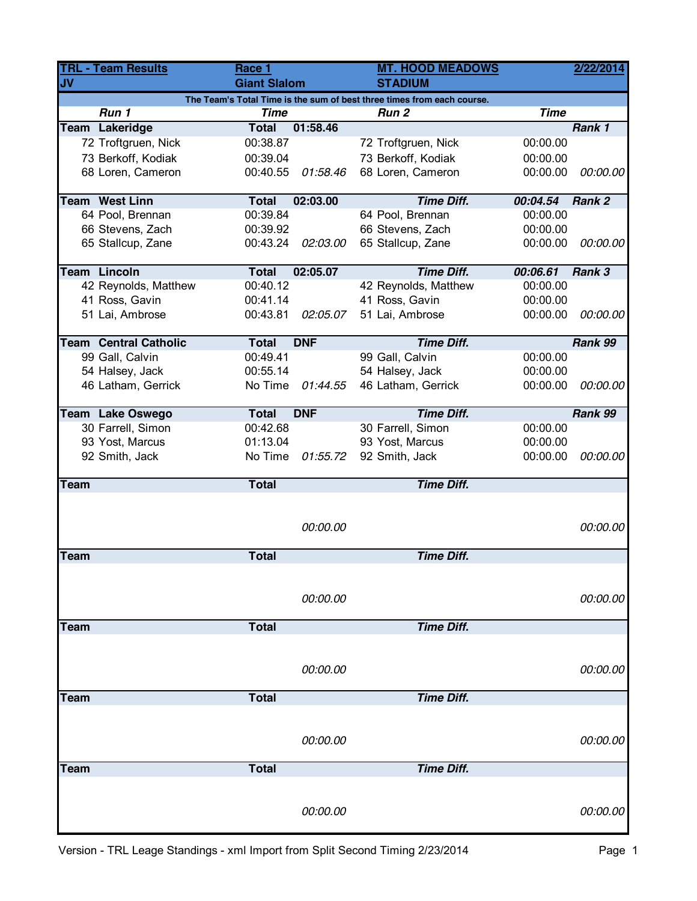| TRL - Team Results | Race 1 | | MT. HOOD MEADOWS | | 2/22/2014 |
|---|---|---|---|---|---|
| JV | Giant Slalom | | STADIUM | | |
| The Team's Total Time is the sum of best three times from each course. | | | | | |
| *Run 1* | *Time* | | *Run 2* | *Time* | |
| **Team Lakeridge** | **Total** | **01:58.46** | | | ***Rank 1*** |
| 72 Troftgruen, Nick | 00:38.87 | | 72 Troftgruen, Nick | 00:00.00 | |
| 73 Berkoff, Kodiak | 00:39.04 | | 73 Berkoff, Kodiak | 00:00.00 | |
| 68 Loren, Cameron | 00:40.55 | *01:58.46* | 68 Loren, Cameron | 00:00.00 | *00:00.00* |
| **Team West Linn** | **Total** | **02:03.00** | ***Time Diff.*** | ***00:04.54*** | ***Rank 2*** |
| 64 Pool, Brennan | 00:39.84 | | 64 Pool, Brennan | 00:00.00 | |
| 66 Stevens, Zach | 00:39.92 | | 66 Stevens, Zach | 00:00.00 | |
| 65 Stallcup, Zane | 00:43.24 | *02:03.00* | 65 Stallcup, Zane | 00:00.00 | *00:00.00* |
| **Team Lincoln** | **Total** | **02:05.07** | ***Time Diff.*** | ***00:06.61*** | ***Rank 3*** |
| 42 Reynolds, Matthew | 00:40.12 | | 42 Reynolds, Matthew | 00:00.00 | |
| 41 Ross, Gavin | 00:41.14 | | 41 Ross, Gavin | 00:00.00 | |
| 51 Lai, Ambrose | 00:43.81 | *02:05.07* | 51 Lai, Ambrose | 00:00.00 | *00:00.00* |
| **Team Central Catholic** | **Total** | **DNF** | ***Time Diff.*** | | ***Rank 99*** |
| 99 Gall, Calvin | 00:49.41 | | 99 Gall, Calvin | 00:00.00 | |
| 54 Halsey, Jack | 00:55.14 | | 54 Halsey, Jack | 00:00.00 | |
| 46 Latham, Gerrick | No Time | *01:44.55* | 46 Latham, Gerrick | 00:00.00 | *00:00.00* |
| **Team Lake Oswego** | **Total** | **DNF** | ***Time Diff.*** | | ***Rank 99*** |
| 30 Farrell, Simon | 00:42.68 | | 30 Farrell, Simon | 00:00.00 | |
| 93 Yost, Marcus | 01:13.04 | | 93 Yost, Marcus | 00:00.00 | |
| 92 Smith, Jack | No Time | *01:55.72* | 92 Smith, Jack | 00:00.00 | *00:00.00* |
| **Team** | **Total** | | ***Time Diff.*** | | |
| | | *00:00.00* | | | *00:00.00* |
| **Team** | **Total** | | ***Time Diff.*** | | |
| | | *00:00.00* | | | *00:00.00* |
| **Team** | **Total** | | ***Time Diff.*** | | |
| | | *00:00.00* | | | *00:00.00* |
| **Team** | **Total** | | ***Time Diff.*** | | |
| | | *00:00.00* | | | *00:00.00* |
| **Team** | **Total** | | ***Time Diff.*** | | |
| | | *00:00.00* | | | *00:00.00* |

Version - TRL Leage Standings - xml Import from Split Second Timing 2/23/2014